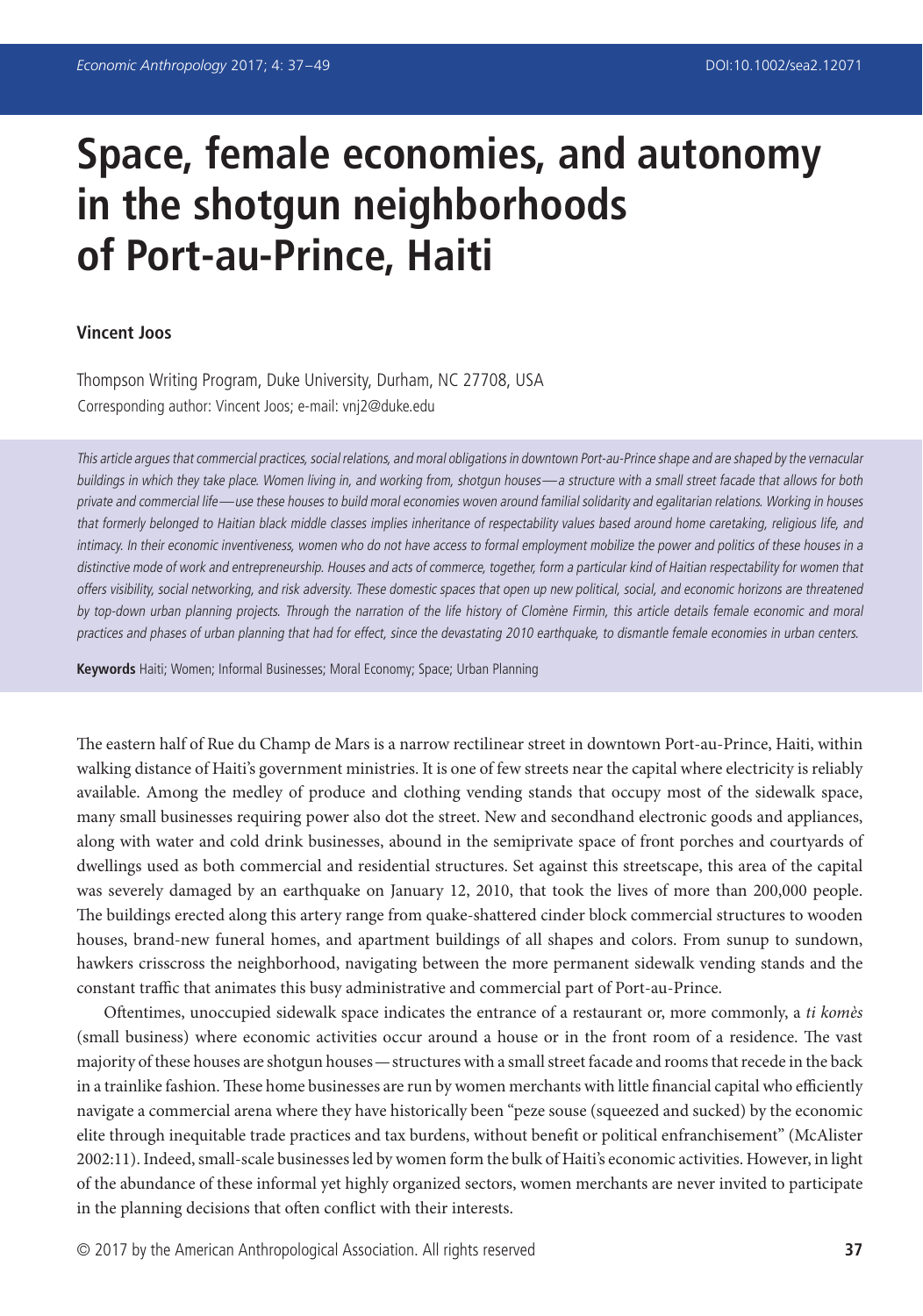# Space, female economies, and autonomy in the shotgun neighborhoods of Port-au-Prince, Haiti

**Vincent Joos**

Thompson Writing Program, Duke University, Durham, NC 27708, USA
Corresponding author: Vincent Joos; e-mail: vnj2@duke.edu

*This article argues that commercial practices, social relations, and moral obligations in downtown Port-au-Prince shape and are shaped by the vernacular buildings in which they take place. Women living in, and working from, shotgun houses—a structure with a small street facade that allows for both private and commercial life—use these houses to build moral economies woven around familial solidarity and egalitarian relations. Working in houses that formerly belonged to Haitian black middle classes implies inheritance of respectability values based around home caretaking, religious life, and intimacy. In their economic inventiveness, women who do not have access to formal employment mobilize the power and politics of these houses in a distinctive mode of work and entrepreneurship. Houses and acts of commerce, together, form a particular kind of Haitian respectability for women that offers visibility, social networking, and risk adversity. These domestic spaces that open up new political, social, and economic horizons are threatened by top-down urban planning projects. Through the narration of the life history of Clomène Firmin, this article details female economic and moral practices and phases of urban planning that had for effect, since the devastating 2010 earthquake, to dismantle female economies in urban centers.*

**Keywords** Haiti; Women; Informal Businesses; Moral Economy; Space; Urban Planning

The eastern half of Rue du Champ de Mars is a narrow rectilinear street in downtown Port-au-Prince, Haiti, within walking distance of Haiti's government ministries. It is one of few streets near the capital where electricity is reliably available. Among the medley of produce and clothing vending stands that occupy most of the sidewalk space, many small businesses requiring power also dot the street. New and secondhand electronic goods and appliances, along with water and cold drink businesses, abound in the semiprivate space of front porches and courtyards of dwellings used as both commercial and residential structures. Set against this streetscape, this area of the capital was severely damaged by an earthquake on January 12, 2010, that took the lives of more than 200,000 people. The buildings erected along this artery range from quake-shattered cinder block commercial structures to wooden houses, brand-new funeral homes, and apartment buildings of all shapes and colors. From sunup to sundown, hawkers crisscross the neighborhood, navigating between the more permanent sidewalk vending stands and the constant traffic that animates this busy administrative and commercial part of Port-au-Prince.

Oftentimes, unoccupied sidewalk space indicates the entrance of a restaurant or, more commonly, a *ti komès* (small business) where economic activities occur around a house or in the front room of a residence. The vast majority of these houses are shotgun houses—structures with a small street facade and rooms that recede in the back in a trainlike fashion. These home businesses are run by women merchants with little financial capital who efficiently navigate a commercial arena where they have historically been "peze souse (squeezed and sucked) by the economic elite through inequitable trade practices and tax burdens, without benefit or political enfranchisement" (McAlister 2002:11). Indeed, small-scale businesses led by women form the bulk of Haiti's economic activities. However, in light of the abundance of these informal yet highly organized sectors, women merchants are never invited to participate in the planning decisions that often conflict with their interests.

© 2017 by the American Anthropological Association. All rights reserved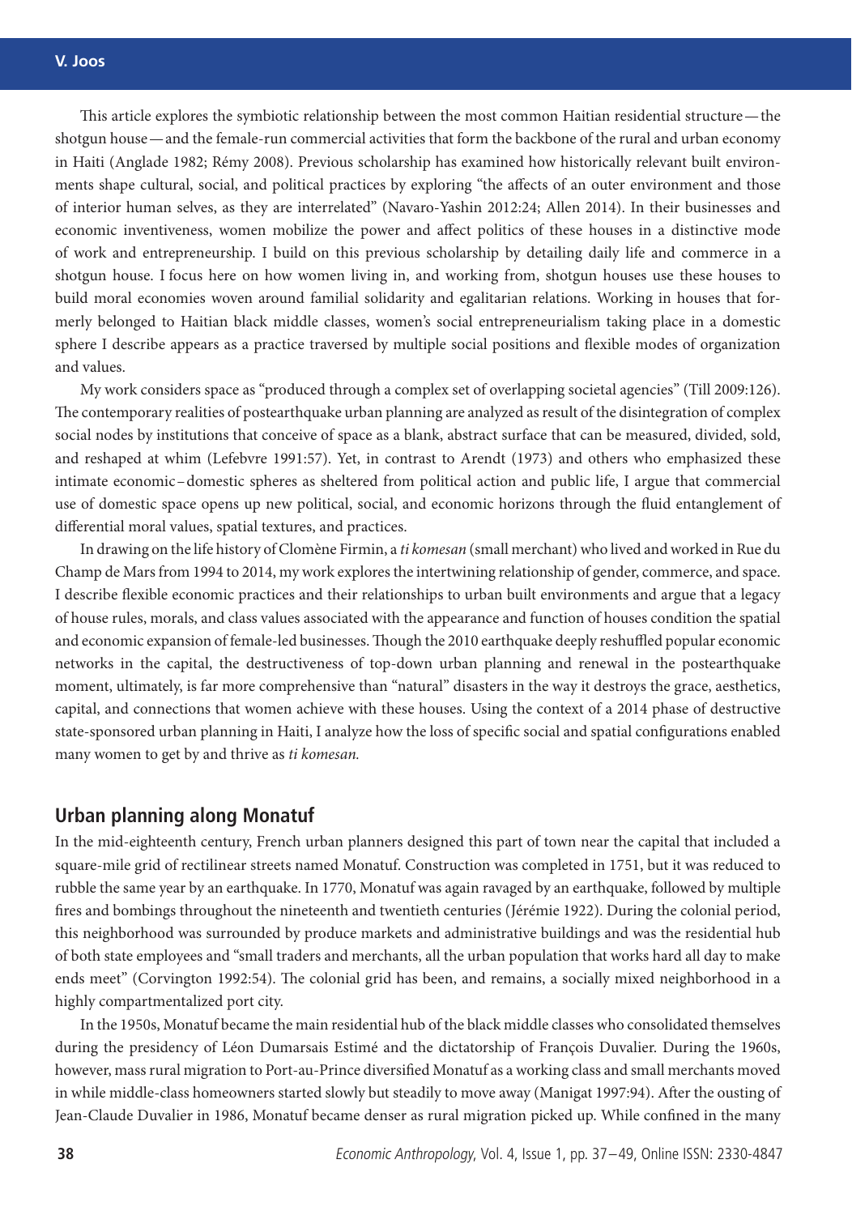This article explores the symbiotic relationship between the most common Haitian residential structure—the shotgun house—and the female-run commercial activities that form the backbone of the rural and urban economy in Haiti (Anglade 1982; Rémy 2008). Previous scholarship has examined how historically relevant built environments shape cultural, social, and political practices by exploring "the affects of an outer environment and those of interior human selves, as they are interrelated" (Navaro-Yashin 2012:24; Allen 2014). In their businesses and economic inventiveness, women mobilize the power and affect politics of these houses in a distinctive mode of work and entrepreneurship. I build on this previous scholarship by detailing daily life and commerce in a shotgun house. I focus here on how women living in, and working from, shotgun houses use these houses to build moral economies woven around familial solidarity and egalitarian relations. Working in houses that formerly belonged to Haitian black middle classes, women's social entrepreneurialism taking place in a domestic sphere I describe appears as a practice traversed by multiple social positions and flexible modes of organization and values.

My work considers space as "produced through a complex set of overlapping societal agencies" (Till 2009:126). The contemporary realities of postearthquake urban planning are analyzed as result of the disintegration of complex social nodes by institutions that conceive of space as a blank, abstract surface that can be measured, divided, sold, and reshaped at whim (Lefebvre 1991:57). Yet, in contrast to Arendt (1973) and others who emphasized these intimate economic–domestic spheres as sheltered from political action and public life, I argue that commercial use of domestic space opens up new political, social, and economic horizons through the fluid entanglement of differential moral values, spatial textures, and practices.

In drawing on the life history of Clomène Firmin, a *ti komesan* (small merchant) who lived and worked in Rue du Champ de Mars from 1994 to 2014, my work explores the intertwining relationship of gender, commerce, and space. I describe flexible economic practices and their relationships to urban built environments and argue that a legacy of house rules, morals, and class values associated with the appearance and function of houses condition the spatial and economic expansion of female-led businesses. Though the 2010 earthquake deeply reshuffled popular economic networks in the capital, the destructiveness of top-down urban planning and renewal in the postearthquake moment, ultimately, is far more comprehensive than "natural" disasters in the way it destroys the grace, aesthetics, capital, and connections that women achieve with these houses. Using the context of a 2014 phase of destructive state-sponsored urban planning in Haiti, I analyze how the loss of specific social and spatial configurations enabled many women to get by and thrive as *ti komesan.*

## Urban planning along Monatuf

In the mid-eighteenth century, French urban planners designed this part of town near the capital that included a square-mile grid of rectilinear streets named Monatuf. Construction was completed in 1751, but it was reduced to rubble the same year by an earthquake. In 1770, Monatuf was again ravaged by an earthquake, followed by multiple fires and bombings throughout the nineteenth and twentieth centuries (Jérémie 1922). During the colonial period, this neighborhood was surrounded by produce markets and administrative buildings and was the residential hub of both state employees and "small traders and merchants, all the urban population that works hard all day to make ends meet" (Corvington 1992:54). The colonial grid has been, and remains, a socially mixed neighborhood in a highly compartmentalized port city.

In the 1950s, Monatuf became the main residential hub of the black middle classes who consolidated themselves during the presidency of Léon Dumarsais Estimé and the dictatorship of François Duvalier. During the 1960s, however, mass rural migration to Port-au-Prince diversified Monatuf as a working class and small merchants moved in while middle-class homeowners started slowly but steadily to move away (Manigat 1997:94). After the ousting of Jean-Claude Duvalier in 1986, Monatuf became denser as rural migration picked up. While confined in the many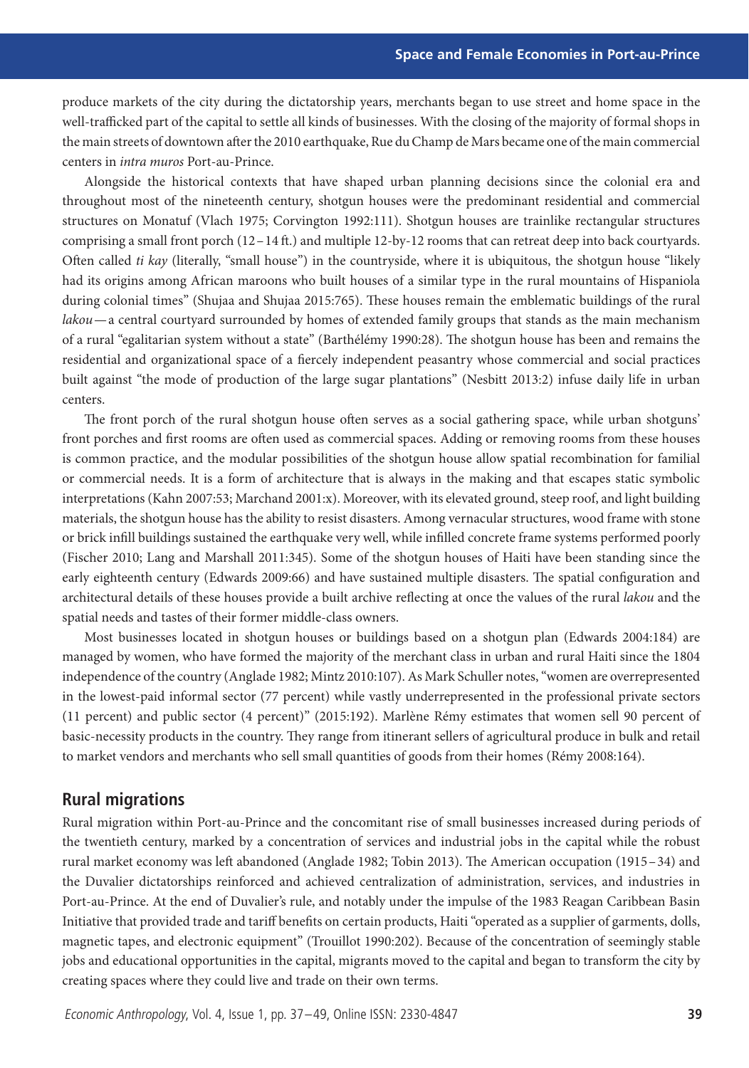produce markets of the city during the dictatorship years, merchants began to use street and home space in the well-trafficked part of the capital to settle all kinds of businesses. With the closing of the majority of formal shops in the main streets of downtown after the 2010 earthquake, Rue du Champ de Mars became one of the main commercial centers in *intra muros* Port-au-Prince.

Alongside the historical contexts that have shaped urban planning decisions since the colonial era and throughout most of the nineteenth century, shotgun houses were the predominant residential and commercial structures on Monatuf (Vlach 1975; Corvington 1992:111). Shotgun houses are trainlike rectangular structures comprising a small front porch (12 – 14 ft.) and multiple 12-by-12 rooms that can retreat deep into back courtyards. Often called *ti kay* (literally, "small house") in the countryside, where it is ubiquitous, the shotgun house "likely had its origins among African maroons who built houses of a similar type in the rural mountains of Hispaniola during colonial times" (Shujaa and Shujaa 2015:765). These houses remain the emblematic buildings of the rural *lakou*—a central courtyard surrounded by homes of extended family groups that stands as the main mechanism of a rural "egalitarian system without a state" (Barthélémy 1990:28). The shotgun house has been and remains the residential and organizational space of a fiercely independent peasantry whose commercial and social practices built against "the mode of production of the large sugar plantations" (Nesbitt 2013:2) infuse daily life in urban centers.

The front porch of the rural shotgun house often serves as a social gathering space, while urban shotguns' front porches and first rooms are often used as commercial spaces. Adding or removing rooms from these houses is common practice, and the modular possibilities of the shotgun house allow spatial recombination for familial or commercial needs. It is a form of architecture that is always in the making and that escapes static symbolic interpretations (Kahn 2007:53; Marchand 2001:x). Moreover, with its elevated ground, steep roof, and light building materials, the shotgun house has the ability to resist disasters. Among vernacular structures, wood frame with stone or brick infill buildings sustained the earthquake very well, while infilled concrete frame systems performed poorly (Fischer 2010; Lang and Marshall 2011:345). Some of the shotgun houses of Haiti have been standing since the early eighteenth century (Edwards 2009:66) and have sustained multiple disasters. The spatial configuration and architectural details of these houses provide a built archive reflecting at once the values of the rural *lakou* and the spatial needs and tastes of their former middle-class owners.

Most businesses located in shotgun houses or buildings based on a shotgun plan (Edwards 2004:184) are managed by women, who have formed the majority of the merchant class in urban and rural Haiti since the 1804 independence of the country (Anglade 1982; Mintz 2010:107). As Mark Schuller notes, "women are overrepresented in the lowest-paid informal sector (77 percent) while vastly underrepresented in the professional private sectors (11 percent) and public sector (4 percent)" (2015:192). Marlène Rémy estimates that women sell 90 percent of basic-necessity products in the country. They range from itinerant sellers of agricultural produce in bulk and retail to market vendors and merchants who sell small quantities of goods from their homes (Rémy 2008:164).

## Rural migrations

Rural migration within Port-au-Prince and the concomitant rise of small businesses increased during periods of the twentieth century, marked by a concentration of services and industrial jobs in the capital while the robust rural market economy was left abandoned (Anglade 1982; Tobin 2013). The American occupation (1915 – 34) and the Duvalier dictatorships reinforced and achieved centralization of administration, services, and industries in Port-au-Prince. At the end of Duvalier's rule, and notably under the impulse of the 1983 Reagan Caribbean Basin Initiative that provided trade and tariff benefits on certain products, Haiti "operated as a supplier of garments, dolls, magnetic tapes, and electronic equipment" (Trouillot 1990:202). Because of the concentration of seemingly stable jobs and educational opportunities in the capital, migrants moved to the capital and began to transform the city by creating spaces where they could live and trade on their own terms.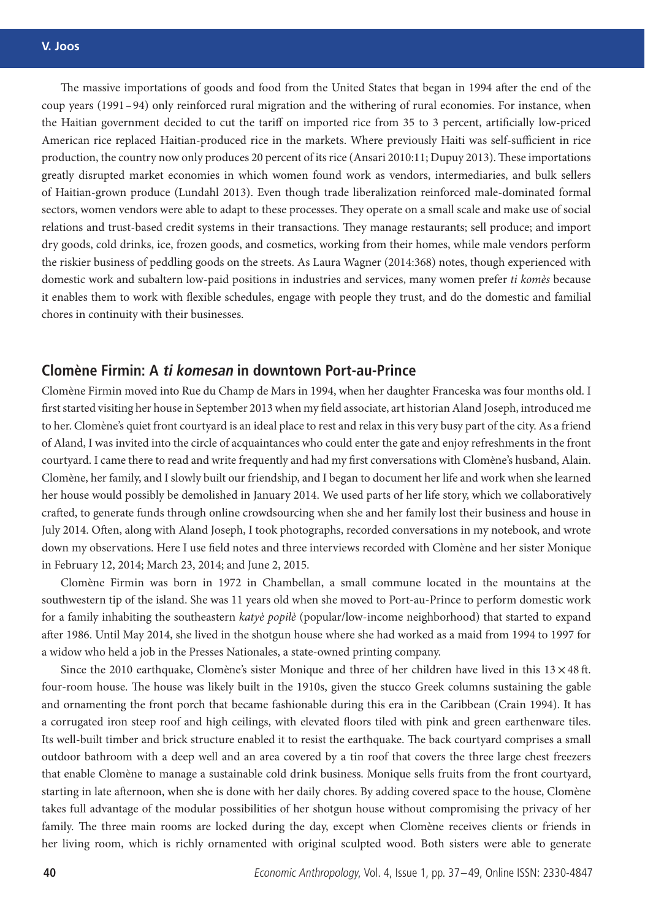The massive importations of goods and food from the United States that began in 1994 after the end of the coup years (1991–94) only reinforced rural migration and the withering of rural economies. For instance, when the Haitian government decided to cut the tariff on imported rice from 35 to 3 percent, artificially low-priced American rice replaced Haitian-produced rice in the markets. Where previously Haiti was self-sufficient in rice production, the country now only produces 20 percent of its rice (Ansari 2010:11; Dupuy 2013). These importations greatly disrupted market economies in which women found work as vendors, intermediaries, and bulk sellers of Haitian-grown produce (Lundahl 2013). Even though trade liberalization reinforced male-dominated formal sectors, women vendors were able to adapt to these processes. They operate on a small scale and make use of social relations and trust-based credit systems in their transactions. They manage restaurants; sell produce; and import dry goods, cold drinks, ice, frozen goods, and cosmetics, working from their homes, while male vendors perform the riskier business of peddling goods on the streets. As Laura Wagner (2014:368) notes, though experienced with domestic work and subaltern low-paid positions in industries and services, many women prefer *ti komès* because it enables them to work with flexible schedules, engage with people they trust, and do the domestic and familial chores in continuity with their businesses.

## Clomène Firmin: A *ti komesan* in downtown Port-au-Prince

Clomène Firmin moved into Rue du Champ de Mars in 1994, when her daughter Franceska was four months old. I first started visiting her house in September 2013 when my field associate, art historian Aland Joseph, introduced me to her. Clomène's quiet front courtyard is an ideal place to rest and relax in this very busy part of the city. As a friend of Aland, I was invited into the circle of acquaintances who could enter the gate and enjoy refreshments in the front courtyard. I came there to read and write frequently and had my first conversations with Clomène's husband, Alain. Clomène, her family, and I slowly built our friendship, and I began to document her life and work when she learned her house would possibly be demolished in January 2014. We used parts of her life story, which we collaboratively crafted, to generate funds through online crowdsourcing when she and her family lost their business and house in July 2014. Often, along with Aland Joseph, I took photographs, recorded conversations in my notebook, and wrote down my observations. Here I use field notes and three interviews recorded with Clomène and her sister Monique in February 12, 2014; March 23, 2014; and June 2, 2015.

Clomène Firmin was born in 1972 in Chambellan, a small commune located in the mountains at the southwestern tip of the island. She was 11 years old when she moved to Port-au-Prince to perform domestic work for a family inhabiting the southeastern *katyè popilè* (popular/low-income neighborhood) that started to expand after 1986. Until May 2014, she lived in the shotgun house where she had worked as a maid from 1994 to 1997 for a widow who held a job in the Presses Nationales, a state-owned printing company.

Since the 2010 earthquake, Clomène's sister Monique and three of her children have lived in this 13 × 48 ft. four-room house. The house was likely built in the 1910s, given the stucco Greek columns sustaining the gable and ornamenting the front porch that became fashionable during this era in the Caribbean (Crain 1994). It has a corrugated iron steep roof and high ceilings, with elevated floors tiled with pink and green earthenware tiles. Its well-built timber and brick structure enabled it to resist the earthquake. The back courtyard comprises a small outdoor bathroom with a deep well and an area covered by a tin roof that covers the three large chest freezers that enable Clomène to manage a sustainable cold drink business. Monique sells fruits from the front courtyard, starting in late afternoon, when she is done with her daily chores. By adding covered space to the house, Clomène takes full advantage of the modular possibilities of her shotgun house without compromising the privacy of her family. The three main rooms are locked during the day, except when Clomène receives clients or friends in her living room, which is richly ornamented with original sculpted wood. Both sisters were able to generate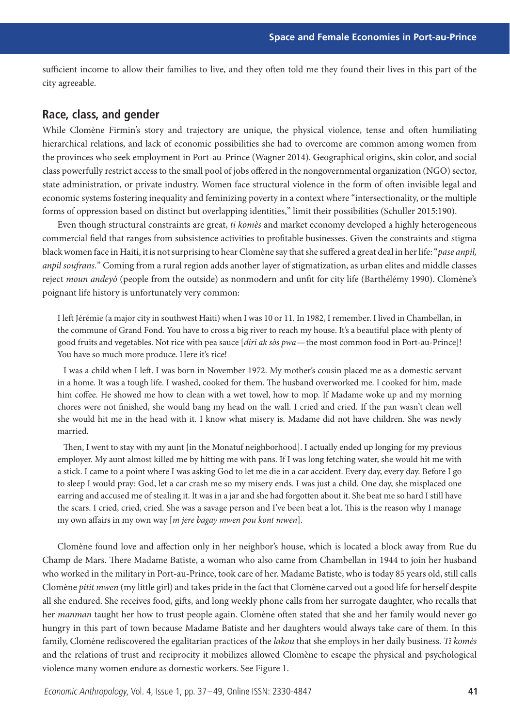sufficient income to allow their families to live, and they often told me they found their lives in this part of the city agreeable.

## Race, class, and gender

While Clomène Firmin's story and trajectory are unique, the physical violence, tense and often humiliating hierarchical relations, and lack of economic possibilities she had to overcome are common among women from the provinces who seek employment in Port-au-Prince (Wagner 2014). Geographical origins, skin color, and social class powerfully restrict access to the small pool of jobs offered in the nongovernmental organization (NGO) sector, state administration, or private industry. Women face structural violence in the form of often invisible legal and economic systems fostering inequality and feminizing poverty in a context where "intersectionality, or the multiple forms of oppression based on distinct but overlapping identities," limit their possibilities (Schuller 2015:190).

Even though structural constraints are great, *ti komès* and market economy developed a highly heterogeneous commercial field that ranges from subsistence activities to profitable businesses. Given the constraints and stigma black women face in Haiti, it is not surprising to hear Clomène say that she suffered a great deal in her life: "*pase anpil, anpil soufrans.*" Coming from a rural region adds another layer of stigmatization, as urban elites and middle classes reject *moun andeyò* (people from the outside) as nonmodern and unfit for city life (Barthélémy 1990). Clomène's poignant life history is unfortunately very common:

> I left Jérémie (a major city in southwest Haiti) when I was 10 or 11. In 1982, I remember. I lived in Chambellan, in the commune of Grand Fond. You have to cross a big river to reach my house. It's a beautiful place with plenty of good fruits and vegetables. Not rice with pea sauce [*diri ak sòs pwa*—the most common food in Port-au-Prince]! You have so much more produce. Here it's rice!
>
> I was a child when I left. I was born in November 1972. My mother's cousin placed me as a domestic servant in a home. It was a tough life. I washed, cooked for them. The husband overworked me. I cooked for him, made him coffee. He showed me how to clean with a wet towel, how to mop. If Madame woke up and my morning chores were not finished, she would bang my head on the wall. I cried and cried. If the pan wasn't clean well she would hit me in the head with it. I know what misery is. Madame did not have children. She was newly married.
>
> Then, I went to stay with my aunt [in the Monatuf neighborhood]. I actually ended up longing for my previous employer. My aunt almost killed me by hitting me with pans. If I was long fetching water, she would hit me with a stick. I came to a point where I was asking God to let me die in a car accident. Every day, every day. Before I go to sleep I would pray: God, let a car crash me so my misery ends. I was just a child. One day, she misplaced one earring and accused me of stealing it. It was in a jar and she had forgotten about it. She beat me so hard I still have the scars. I cried, cried, cried. She was a savage person and I've been beat a lot. This is the reason why I manage my own affairs in my own way [*m jere bagay mwen pou kont mwen*].

Clomène found love and affection only in her neighbor's house, which is located a block away from Rue du Champ de Mars. There Madame Batiste, a woman who also came from Chambellan in 1944 to join her husband who worked in the military in Port-au-Prince, took care of her. Madame Batiste, who is today 85 years old, still calls Clomène *pitit mwen* (my little girl) and takes pride in the fact that Clomène carved out a good life for herself despite all she endured. She receives food, gifts, and long weekly phone calls from her surrogate daughter, who recalls that her *manman* taught her how to trust people again. Clomène often stated that she and her family would never go hungry in this part of town because Madame Batiste and her daughters would always take care of them. In this family, Clomène rediscovered the egalitarian practices of the *lakou* that she employs in her daily business. *Ti komès* and the relations of trust and reciprocity it mobilizes allowed Clomène to escape the physical and psychological violence many women endure as domestic workers. See Figure 1.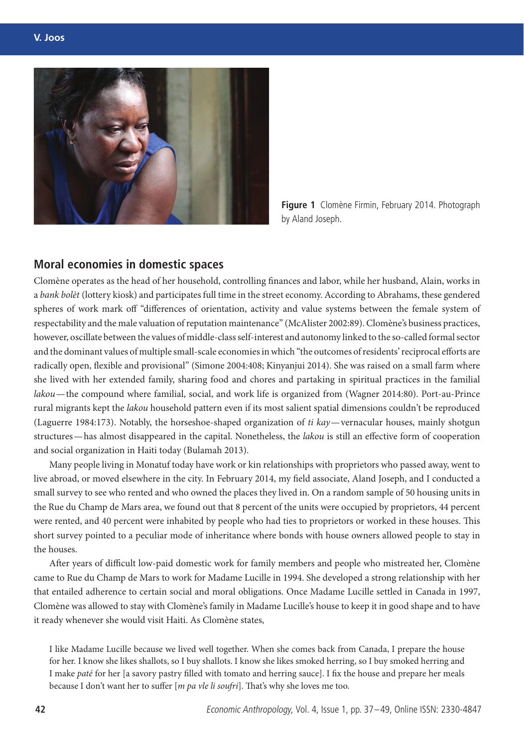**Figure 1** Clomène Firmin, February 2014. Photograph by Aland Joseph.

## Moral economies in domestic spaces

Clomène operates as the head of her household, controlling finances and labor, while her husband, Alain, works in a *bank bolèt* (lottery kiosk) and participates full time in the street economy. According to Abrahams, these gendered spheres of work mark off "differences of orientation, activity and value systems between the female system of respectability and the male valuation of reputation maintenance" (McAlister 2002:89). Clomène's business practices, however, oscillate between the values of middle-class self-interest and autonomy linked to the so-called formal sector and the dominant values of multiple small-scale economies in which "the outcomes of residents' reciprocal efforts are radically open, flexible and provisional" (Simone 2004:408; Kinyanjui 2014). She was raised on a small farm where she lived with her extended family, sharing food and chores and partaking in spiritual practices in the familial *lakou*—the compound where familial, social, and work life is organized from (Wagner 2014:80). Port-au-Prince rural migrants kept the *lakou* household pattern even if its most salient spatial dimensions couldn't be reproduced (Laguerre 1984:173). Notably, the horseshoe-shaped organization of *ti kay*—vernacular houses, mainly shotgun structures—has almost disappeared in the capital. Nonetheless, the *lakou* is still an effective form of cooperation and social organization in Haiti today (Bulamah 2013).

Many people living in Monatuf today have work or kin relationships with proprietors who passed away, went to live abroad, or moved elsewhere in the city. In February 2014, my field associate, Aland Joseph, and I conducted a small survey to see who rented and who owned the places they lived in. On a random sample of 50 housing units in the Rue du Champ de Mars area, we found out that 8 percent of the units were occupied by proprietors, 44 percent were rented, and 40 percent were inhabited by people who had ties to proprietors or worked in these houses. This short survey pointed to a peculiar mode of inheritance where bonds with house owners allowed people to stay in the houses.

After years of difficult low-paid domestic work for family members and people who mistreated her, Clomène came to Rue du Champ de Mars to work for Madame Lucille in 1994. She developed a strong relationship with her that entailed adherence to certain social and moral obligations. Once Madame Lucille settled in Canada in 1997, Clomène was allowed to stay with Clomène's family in Madame Lucille's house to keep it in good shape and to have it ready whenever she would visit Haiti. As Clomène states,

> I like Madame Lucille because we lived well together. When she comes back from Canada, I prepare the house for her. I know she likes shallots, so I buy shallots. I know she likes smoked herring, so I buy smoked herring and I make *paté* for her [a savory pastry filled with tomato and herring sauce]. I fix the house and prepare her meals because I don't want her to suffer [*m pa vle li soufri*]. That's why she loves me too.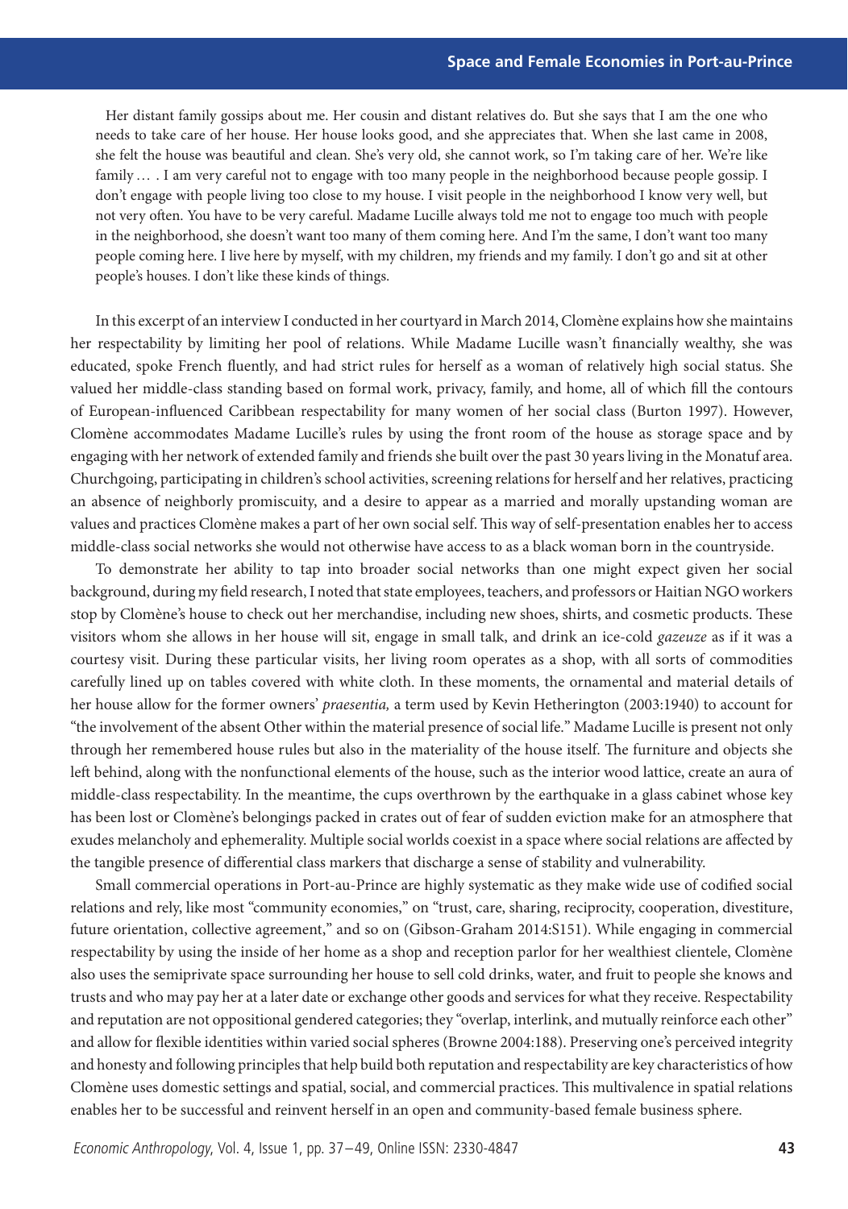Her distant family gossips about me. Her cousin and distant relatives do. But she says that I am the one who needs to take care of her house. Her house looks good, and she appreciates that. When she last came in 2008, she felt the house was beautiful and clean. She's very old, she cannot work, so I'm taking care of her. We're like family . . . . I am very careful not to engage with too many people in the neighborhood because people gossip. I don't engage with people living too close to my house. I visit people in the neighborhood I know very well, but not very often. You have to be very careful. Madame Lucille always told me not to engage too much with people in the neighborhood, she doesn't want too many of them coming here. And I'm the same, I don't want too many people coming here. I live here by myself, with my children, my friends and my family. I don't go and sit at other people's houses. I don't like these kinds of things.

In this excerpt of an interview I conducted in her courtyard in March 2014, Clomène explains how she maintains her respectability by limiting her pool of relations. While Madame Lucille wasn't financially wealthy, she was educated, spoke French fluently, and had strict rules for herself as a woman of relatively high social status. She valued her middle-class standing based on formal work, privacy, family, and home, all of which fill the contours of European-influenced Caribbean respectability for many women of her social class (Burton 1997). However, Clomène accommodates Madame Lucille's rules by using the front room of the house as storage space and by engaging with her network of extended family and friends she built over the past 30 years living in the Monatuf area. Churchgoing, participating in children's school activities, screening relations for herself and her relatives, practicing an absence of neighborly promiscuity, and a desire to appear as a married and morally upstanding woman are values and practices Clomène makes a part of her own social self. This way of self-presentation enables her to access middle-class social networks she would not otherwise have access to as a black woman born in the countryside.

To demonstrate her ability to tap into broader social networks than one might expect given her social background, during my field research, I noted that state employees, teachers, and professors or Haitian NGO workers stop by Clomène's house to check out her merchandise, including new shoes, shirts, and cosmetic products. These visitors whom she allows in her house will sit, engage in small talk, and drink an ice-cold *gazeuze* as if it was a courtesy visit. During these particular visits, her living room operates as a shop, with all sorts of commodities carefully lined up on tables covered with white cloth. In these moments, the ornamental and material details of her house allow for the former owners' *praesentia,* a term used by Kevin Hetherington (2003:1940) to account for "the involvement of the absent Other within the material presence of social life." Madame Lucille is present not only through her remembered house rules but also in the materiality of the house itself. The furniture and objects she left behind, along with the nonfunctional elements of the house, such as the interior wood lattice, create an aura of middle-class respectability. In the meantime, the cups overthrown by the earthquake in a glass cabinet whose key has been lost or Clomène's belongings packed in crates out of fear of sudden eviction make for an atmosphere that exudes melancholy and ephemerality. Multiple social worlds coexist in a space where social relations are affected by the tangible presence of differential class markers that discharge a sense of stability and vulnerability.

Small commercial operations in Port-au-Prince are highly systematic as they make wide use of codified social relations and rely, like most "community economies," on "trust, care, sharing, reciprocity, cooperation, divestiture, future orientation, collective agreement," and so on (Gibson-Graham 2014:S151). While engaging in commercial respectability by using the inside of her home as a shop and reception parlor for her wealthiest clientele, Clomène also uses the semiprivate space surrounding her house to sell cold drinks, water, and fruit to people she knows and trusts and who may pay her at a later date or exchange other goods and services for what they receive. Respectability and reputation are not oppositional gendered categories; they "overlap, interlink, and mutually reinforce each other" and allow for flexible identities within varied social spheres (Browne 2004:188). Preserving one's perceived integrity and honesty and following principles that help build both reputation and respectability are key characteristics of how Clomène uses domestic settings and spatial, social, and commercial practices. This multivalence in spatial relations enables her to be successful and reinvent herself in an open and community-based female business sphere.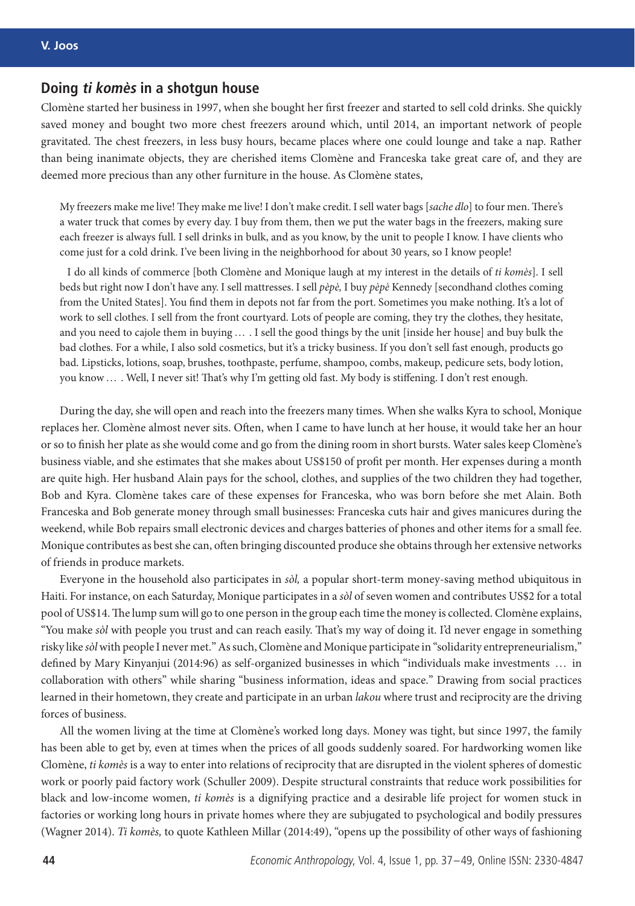## Doing *ti komès* in a shotgun house

Clomène started her business in 1997, when she bought her first freezer and started to sell cold drinks. She quickly saved money and bought two more chest freezers around which, until 2014, an important network of people gravitated. The chest freezers, in less busy hours, became places where one could lounge and take a nap. Rather than being inanimate objects, they are cherished items Clomène and Franceska take great care of, and they are deemed more precious than any other furniture in the house. As Clomène states,

> My freezers make me live! They make me live! I don't make credit. I sell water bags [*sache dlo*] to four men. There's a water truck that comes by every day. I buy from them, then we put the water bags in the freezers, making sure each freezer is always full. I sell drinks in bulk, and as you know, by the unit to people I know. I have clients who come just for a cold drink. I've been living in the neighborhood for about 30 years, so I know people!
>
> I do all kinds of commerce [both Clomène and Monique laugh at my interest in the details of *ti komès*]. I sell beds but right now I don't have any. I sell mattresses. I sell *pèpè,* I buy *pèpè* Kennedy [secondhand clothes coming from the United States]. You find them in depots not far from the port. Sometimes you make nothing. It's a lot of work to sell clothes. I sell from the front courtyard. Lots of people are coming, they try the clothes, they hesitate, and you need to cajole them in buying … . I sell the good things by the unit [inside her house] and buy bulk the bad clothes. For a while, I also sold cosmetics, but it's a tricky business. If you don't sell fast enough, products go bad. Lipsticks, lotions, soap, brushes, toothpaste, perfume, shampoo, combs, makeup, pedicure sets, body lotion, you know … . Well, I never sit! That's why I'm getting old fast. My body is stiffening. I don't rest enough.

During the day, she will open and reach into the freezers many times. When she walks Kyra to school, Monique replaces her. Clomène almost never sits. Often, when I came to have lunch at her house, it would take her an hour or so to finish her plate as she would come and go from the dining room in short bursts. Water sales keep Clomène's business viable, and she estimates that she makes about US$150 of profit per month. Her expenses during a month are quite high. Her husband Alain pays for the school, clothes, and supplies of the two children they had together, Bob and Kyra. Clomène takes care of these expenses for Franceska, who was born before she met Alain. Both Franceska and Bob generate money through small businesses: Franceska cuts hair and gives manicures during the weekend, while Bob repairs small electronic devices and charges batteries of phones and other items for a small fee. Monique contributes as best she can, often bringing discounted produce she obtains through her extensive networks of friends in produce markets.

Everyone in the household also participates in *sòl,* a popular short-term money-saving method ubiquitous in Haiti. For instance, on each Saturday, Monique participates in a *sòl* of seven women and contributes US$2 for a total pool of US$14. The lump sum will go to one person in the group each time the money is collected. Clomène explains, "You make *sòl* with people you trust and can reach easily. That's my way of doing it. I'd never engage in something risky like *sòl* with people I never met." As such, Clomène and Monique participate in "solidarity entrepreneurialism," defined by Mary Kinyanjui (2014:96) as self-organized businesses in which "individuals make investments … in collaboration with others" while sharing "business information, ideas and space." Drawing from social practices learned in their hometown, they create and participate in an urban *lakou* where trust and reciprocity are the driving forces of business.

All the women living at the time at Clomène's worked long days. Money was tight, but since 1997, the family has been able to get by, even at times when the prices of all goods suddenly soared. For hardworking women like Clomène, *ti komès* is a way to enter into relations of reciprocity that are disrupted in the violent spheres of domestic work or poorly paid factory work (Schuller 2009). Despite structural constraints that reduce work possibilities for black and low-income women, *ti komès* is a dignifying practice and a desirable life project for women stuck in factories or working long hours in private homes where they are subjugated to psychological and bodily pressures (Wagner 2014). *Ti komès,* to quote Kathleen Millar (2014:49), "opens up the possibility of other ways of fashioning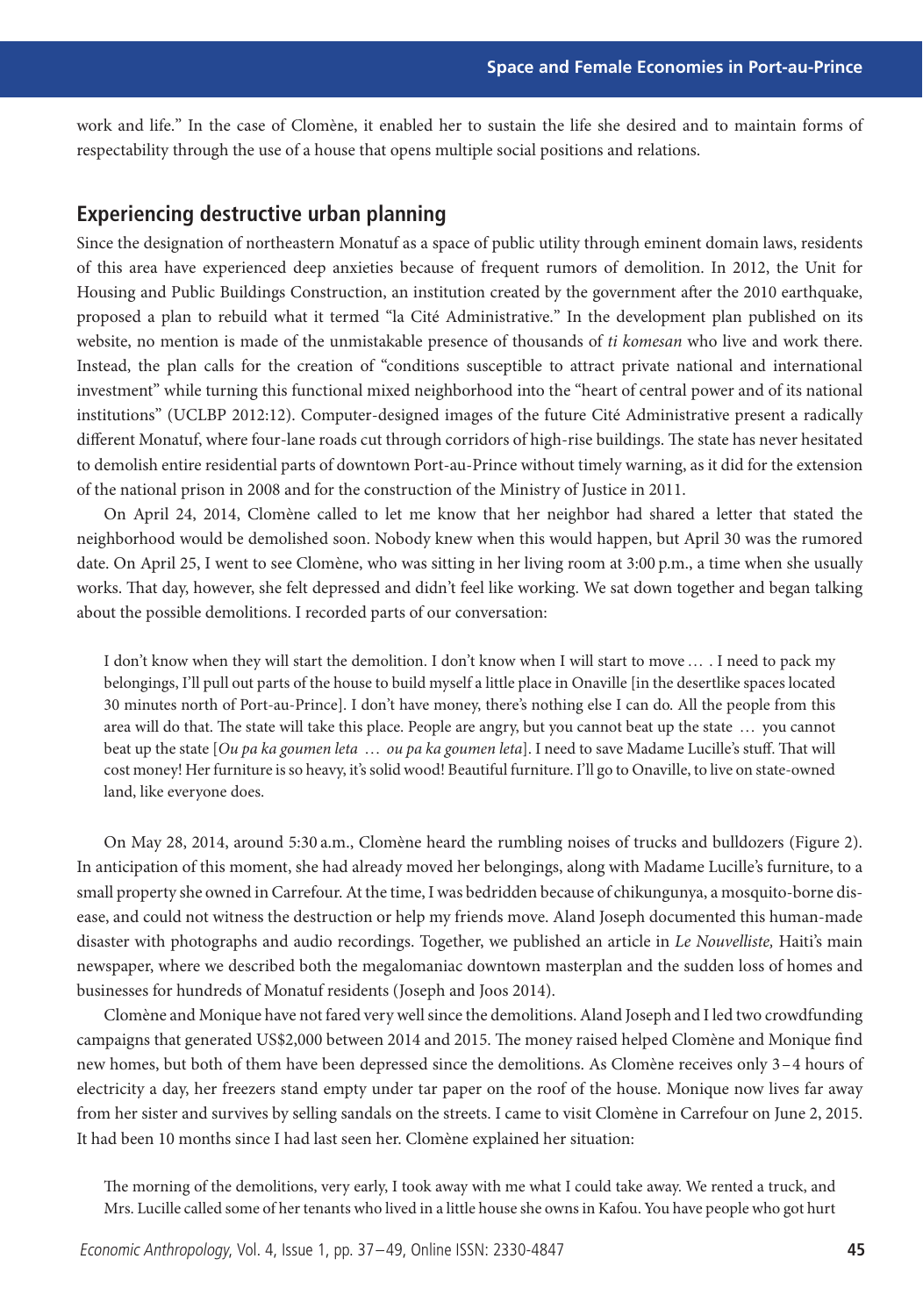work and life." In the case of Clomène, it enabled her to sustain the life she desired and to maintain forms of respectability through the use of a house that opens multiple social positions and relations.

## Experiencing destructive urban planning

Since the designation of northeastern Monatuf as a space of public utility through eminent domain laws, residents of this area have experienced deep anxieties because of frequent rumors of demolition. In 2012, the Unit for Housing and Public Buildings Construction, an institution created by the government after the 2010 earthquake, proposed a plan to rebuild what it termed "la Cité Administrative." In the development plan published on its website, no mention is made of the unmistakable presence of thousands of *ti komesan* who live and work there. Instead, the plan calls for the creation of "conditions susceptible to attract private national and international investment" while turning this functional mixed neighborhood into the "heart of central power and of its national institutions" (UCLBP 2012:12). Computer-designed images of the future Cité Administrative present a radically different Monatuf, where four-lane roads cut through corridors of high-rise buildings. The state has never hesitated to demolish entire residential parts of downtown Port-au-Prince without timely warning, as it did for the extension of the national prison in 2008 and for the construction of the Ministry of Justice in 2011.

On April 24, 2014, Clomène called to let me know that her neighbor had shared a letter that stated the neighborhood would be demolished soon. Nobody knew when this would happen, but April 30 was the rumored date. On April 25, I went to see Clomène, who was sitting in her living room at 3:00 p.m., a time when she usually works. That day, however, she felt depressed and didn't feel like working. We sat down together and began talking about the possible demolitions. I recorded parts of our conversation:

> I don't know when they will start the demolition. I don't know when I will start to move … . I need to pack my belongings, I'll pull out parts of the house to build myself a little place in Onaville [in the desertlike spaces located 30 minutes north of Port-au-Prince]. I don't have money, there's nothing else I can do. All the people from this area will do that. The state will take this place. People are angry, but you cannot beat up the state … you cannot beat up the state [*Ou pa ka goumen leta … ou pa ka goumen leta*]. I need to save Madame Lucille's stuff. That will cost money! Her furniture is so heavy, it's solid wood! Beautiful furniture. I'll go to Onaville, to live on state-owned land, like everyone does.

On May 28, 2014, around 5:30 a.m., Clomène heard the rumbling noises of trucks and bulldozers (Figure 2). In anticipation of this moment, she had already moved her belongings, along with Madame Lucille's furniture, to a small property she owned in Carrefour. At the time, I was bedridden because of chikungunya, a mosquito-borne disease, and could not witness the destruction or help my friends move. Aland Joseph documented this human-made disaster with photographs and audio recordings. Together, we published an article in *Le Nouvelliste,* Haiti's main newspaper, where we described both the megalomaniac downtown masterplan and the sudden loss of homes and businesses for hundreds of Monatuf residents (Joseph and Joos 2014).

Clomène and Monique have not fared very well since the demolitions. Aland Joseph and I led two crowdfunding campaigns that generated US$2,000 between 2014 and 2015. The money raised helped Clomène and Monique find new homes, but both of them have been depressed since the demolitions. As Clomène receives only 3–4 hours of electricity a day, her freezers stand empty under tar paper on the roof of the house. Monique now lives far away from her sister and survives by selling sandals on the streets. I came to visit Clomène in Carrefour on June 2, 2015. It had been 10 months since I had last seen her. Clomène explained her situation:

> The morning of the demolitions, very early, I took away with me what I could take away. We rented a truck, and Mrs. Lucille called some of her tenants who lived in a little house she owns in Kafou. You have people who got hurt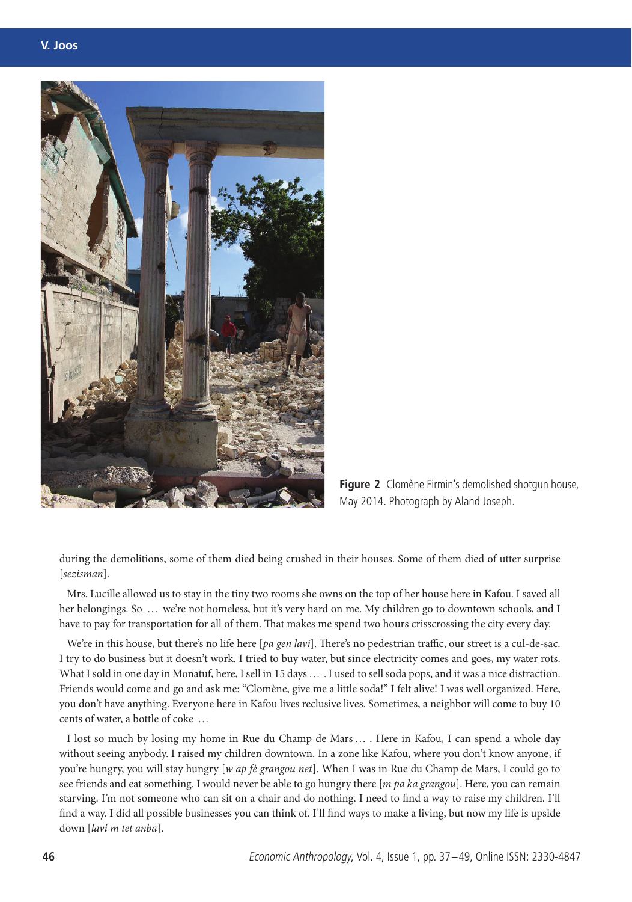**Figure 2** Clomène Firmin's demolished shotgun house, May 2014. Photograph by Aland Joseph.

during the demolitions, some of them died being crushed in their houses. Some of them died of utter surprise [*sezisman*].

Mrs. Lucille allowed us to stay in the tiny two rooms she owns on the top of her house here in Kafou. I saved all her belongings. So … we're not homeless, but it's very hard on me. My children go to downtown schools, and I have to pay for transportation for all of them. That makes me spend two hours crisscrossing the city every day.

We're in this house, but there's no life here [*pa gen lavi*]. There's no pedestrian traffic, our street is a cul-de-sac. I try to do business but it doesn't work. I tried to buy water, but since electricity comes and goes, my water rots. What I sold in one day in Monatuf, here, I sell in 15 days … . I used to sell soda pops, and it was a nice distraction. Friends would come and go and ask me: "Clomène, give me a little soda!" I felt alive! I was well organized. Here, you don't have anything. Everyone here in Kafou lives reclusive lives. Sometimes, a neighbor will come to buy 10 cents of water, a bottle of coke …

I lost so much by losing my home in Rue du Champ de Mars … . Here in Kafou, I can spend a whole day without seeing anybody. I raised my children downtown. In a zone like Kafou, where you don't know anyone, if you're hungry, you will stay hungry [*w ap fè grangou net*]. When I was in Rue du Champ de Mars, I could go to see friends and eat something. I would never be able to go hungry there [*m pa ka grangou*]. Here, you can remain starving. I'm not someone who can sit on a chair and do nothing. I need to find a way to raise my children. I'll find a way. I did all possible businesses you can think of. I'll find ways to make a living, but now my life is upside down [*lavi m tet anba*].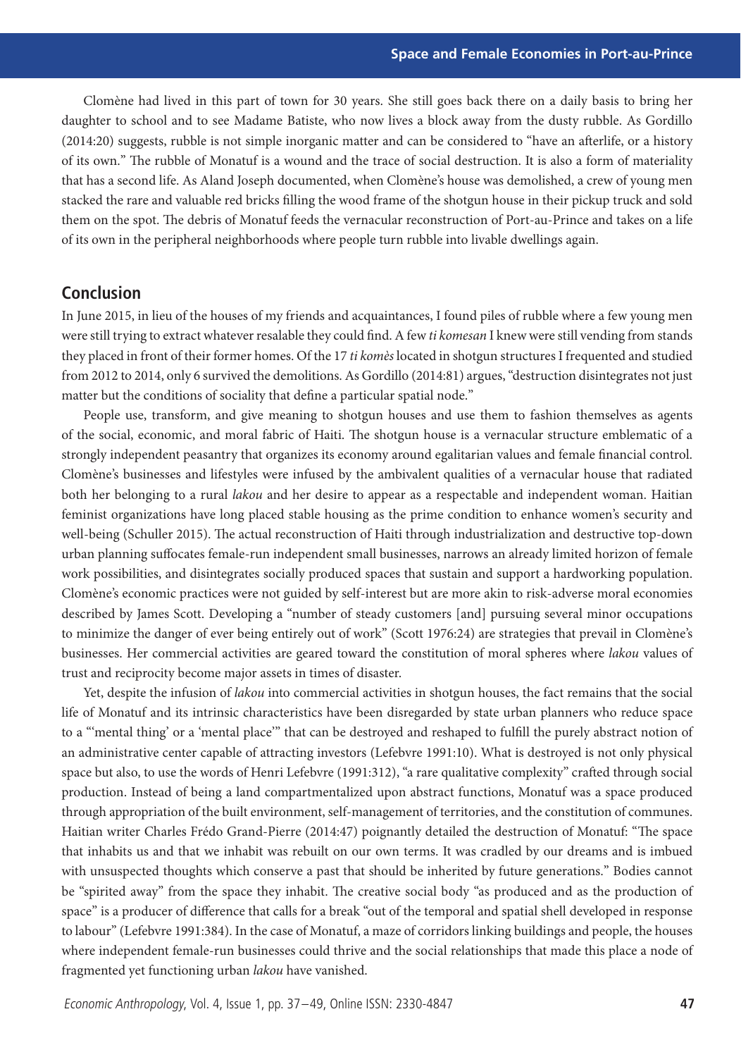Clomène had lived in this part of town for 30 years. She still goes back there on a daily basis to bring her daughter to school and to see Madame Batiste, who now lives a block away from the dusty rubble. As Gordillo (2014:20) suggests, rubble is not simple inorganic matter and can be considered to "have an afterlife, or a history of its own." The rubble of Monatuf is a wound and the trace of social destruction. It is also a form of materiality that has a second life. As Aland Joseph documented, when Clomène's house was demolished, a crew of young men stacked the rare and valuable red bricks filling the wood frame of the shotgun house in their pickup truck and sold them on the spot. The debris of Monatuf feeds the vernacular reconstruction of Port-au-Prince and takes on a life of its own in the peripheral neighborhoods where people turn rubble into livable dwellings again.

## Conclusion

In June 2015, in lieu of the houses of my friends and acquaintances, I found piles of rubble where a few young men were still trying to extract whatever resalable they could find. A few *ti komesan* I knew were still vending from stands they placed in front of their former homes. Of the 17 *ti komès* located in shotgun structures I frequented and studied from 2012 to 2014, only 6 survived the demolitions. As Gordillo (2014:81) argues, "destruction disintegrates not just matter but the conditions of sociality that define a particular spatial node."

People use, transform, and give meaning to shotgun houses and use them to fashion themselves as agents of the social, economic, and moral fabric of Haiti. The shotgun house is a vernacular structure emblematic of a strongly independent peasantry that organizes its economy around egalitarian values and female financial control. Clomène's businesses and lifestyles were infused by the ambivalent qualities of a vernacular house that radiated both her belonging to a rural *lakou* and her desire to appear as a respectable and independent woman. Haitian feminist organizations have long placed stable housing as the prime condition to enhance women's security and well-being (Schuller 2015). The actual reconstruction of Haiti through industrialization and destructive top-down urban planning suffocates female-run independent small businesses, narrows an already limited horizon of female work possibilities, and disintegrates socially produced spaces that sustain and support a hardworking population. Clomène's economic practices were not guided by self-interest but are more akin to risk-adverse moral economies described by James Scott. Developing a "number of steady customers [and] pursuing several minor occupations to minimize the danger of ever being entirely out of work" (Scott 1976:24) are strategies that prevail in Clomène's businesses. Her commercial activities are geared toward the constitution of moral spheres where *lakou* values of trust and reciprocity become major assets in times of disaster.

Yet, despite the infusion of *lakou* into commercial activities in shotgun houses, the fact remains that the social life of Monatuf and its intrinsic characteristics have been disregarded by state urban planners who reduce space to a "'mental thing' or a 'mental place'" that can be destroyed and reshaped to fulfill the purely abstract notion of an administrative center capable of attracting investors (Lefebvre 1991:10). What is destroyed is not only physical space but also, to use the words of Henri Lefebvre (1991:312), "a rare qualitative complexity" crafted through social production. Instead of being a land compartmentalized upon abstract functions, Monatuf was a space produced through appropriation of the built environment, self-management of territories, and the constitution of communes. Haitian writer Charles Frédo Grand-Pierre (2014:47) poignantly detailed the destruction of Monatuf: "The space that inhabits us and that we inhabit was rebuilt on our own terms. It was cradled by our dreams and is imbued with unsuspected thoughts which conserve a past that should be inherited by future generations." Bodies cannot be "spirited away" from the space they inhabit. The creative social body "as produced and as the production of space" is a producer of difference that calls for a break "out of the temporal and spatial shell developed in response to labour" (Lefebvre 1991:384). In the case of Monatuf, a maze of corridors linking buildings and people, the houses where independent female-run businesses could thrive and the social relationships that made this place a node of fragmented yet functioning urban *lakou* have vanished.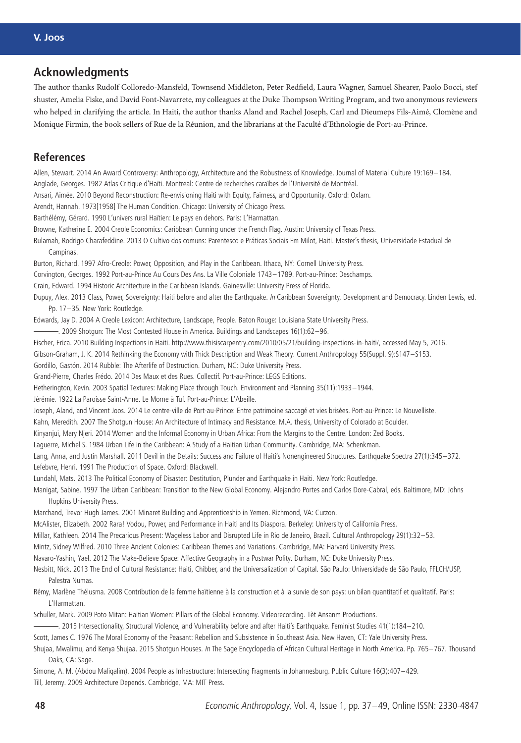## Acknowledgments

The author thanks Rudolf Colloredo-Mansfeld, Townsend Middleton, Peter Redfield, Laura Wagner, Samuel Shearer, Paolo Bocci, stef shuster, Amelia Fiske, and David Font-Navarrete, my colleagues at the Duke Thompson Writing Program, and two anonymous reviewers who helped in clarifying the article. In Haiti, the author thanks Aland and Rachel Joseph, Carl and Dieumeps Fils-Aimé, Clomène and Monique Firmin, the book sellers of Rue de la Réunion, and the librarians at the Faculté d'Ethnologie de Port-au-Prince.

## References

Allen, Stewart. 2014 An Award Controversy: Anthropology, Architecture and the Robustness of Knowledge. Journal of Material Culture 19:169–184.

Anglade, Georges. 1982 Atlas Critique d'Haïti. Montreal: Centre de recherches caraïbes de l'Université de Montréal.

Ansari, Aimée. 2010 Beyond Reconstruction: Re-envisioning Haiti with Equity, Fairness, and Opportunity. Oxford: Oxfam.

Arendt, Hannah. 1973[1958] The Human Condition. Chicago: University of Chicago Press.

Barthélémy, Gérard. 1990 L'univers rural Haïtien: Le pays en dehors. Paris: L'Harmattan.

Browne, Katherine E. 2004 Creole Economics: Caribbean Cunning under the French Flag. Austin: University of Texas Press.

Bulamah, Rodrigo Charafeddine. 2013 O Cultivo dos comuns: Parentesco e Práticas Sociais Em Milot, Haiti. Master's thesis, Universidade Estadual de Campinas.

Burton, Richard. 1997 Afro-Creole: Power, Opposition, and Play in the Caribbean. Ithaca, NY: Cornell University Press.

Corvington, Georges. 1992 Port-au-Prince Au Cours Des Ans. La Ville Coloniale 1743–1789. Port-au-Prince: Deschamps.

Crain, Edward. 1994 Historic Architecture in the Caribbean Islands. Gainesville: University Press of Florida.

Dupuy, Alex. 2013 Class, Power, Sovereignty: Haiti before and after the Earthquake. *In* Caribbean Sovereignty, Development and Democracy. Linden Lewis, ed. Pp. 17–35. New York: Routledge.

Edwards, Jay D. 2004 A Creole Lexicon: Architecture, Landscape, People. Baton Rouge: Louisiana State University Press.

———. 2009 Shotgun: The Most Contested House in America. Buildings and Landscapes 16(1):62–96.

Fischer, Erica. 2010 Building Inspections in Haiti. http://www.thisiscarpentry.com/2010/05/21/building-inspections-in-haiti/, accessed May 5, 2016.

Gibson-Graham, J. K. 2014 Rethinking the Economy with Thick Description and Weak Theory. Current Anthropology 55(Suppl. 9):S147–S153.

Gordillo, Gastón. 2014 Rubble: The Afterlife of Destruction. Durham, NC: Duke University Press.

Grand-Pierre, Charles Frédo. 2014 Des Maux et des Rues. Collectif. Port-au-Prince: LEGS Editions.

Hetherington, Kevin. 2003 Spatial Textures: Making Place through Touch. Environment and Planning 35(11):1933–1944.

Jérémie. 1922 La Paroisse Saint-Anne. Le Morne à Tuf. Port-au-Prince: L'Abeille.

Joseph, Aland, and Vincent Joos. 2014 Le centre-ville de Port-au-Prince: Entre patrimoine saccagé et vies brisées. Port-au-Prince: Le Nouvelliste.

Kahn, Meredith. 2007 The Shotgun House: An Architecture of Intimacy and Resistance. M.A. thesis, University of Colorado at Boulder.

Kinyanjui, Mary Njeri. 2014 Women and the Informal Economy in Urban Africa: From the Margins to the Centre. London: Zed Books.

Laguerre, Michel S. 1984 Urban Life in the Caribbean: A Study of a Haitian Urban Community. Cambridge, MA: Schenkman.

Lang, Anna, and Justin Marshall. 2011 Devil in the Details: Success and Failure of Haiti's Nonengineered Structures. Earthquake Spectra 27(1):345–372.

Lefebvre, Henri. 1991 The Production of Space. Oxford: Blackwell.

Lundahl, Mats. 2013 The Political Economy of Disaster: Destitution, Plunder and Earthquake in Haiti. New York: Routledge.

Manigat, Sabine. 1997 The Urban Caribbean: Transition to the New Global Economy. Alejandro Portes and Carlos Dore-Cabral, eds. Baltimore, MD: Johns Hopkins University Press.

Marchand, Trevor Hugh James. 2001 Minaret Building and Apprenticeship in Yemen. Richmond, VA: Curzon.

McAlister, Elizabeth. 2002 Rara! Vodou, Power, and Performance in Haiti and Its Diaspora. Berkeley: University of California Press.

Millar, Kathleen. 2014 The Precarious Present: Wageless Labor and Disrupted Life in Rio de Janeiro, Brazil. Cultural Anthropology 29(1):32–53.

Mintz, Sidney Wilfred. 2010 Three Ancient Colonies: Caribbean Themes and Variations. Cambridge, MA: Harvard University Press.

Navaro-Yashin, Yael. 2012 The Make-Believe Space: Affective Geography in a Postwar Polity. Durham, NC: Duke University Press.

Nesbitt, Nick. 2013 The End of Cultural Resistance: Haiti, Chibber, and the Universalization of Capital. São Paulo: Universidade de São Paulo, FFLCH/USP, Palestra Numas.

Rémy, Marlène Thélusma. 2008 Contribution de la femme haïtienne à la construction et à la survie de son pays: un bilan quantitatif et qualitatif. Paris: L'Harmattan.

Schuller, Mark. 2009 Poto Mitan: Haitian Women: Pillars of the Global Economy. Videorecording. Tèt Ansanm Productions.

———. 2015 Intersectionality, Structural Violence, and Vulnerability before and after Haiti's Earthquake. Feminist Studies 41(1):184–210.

Scott, James C. 1976 The Moral Economy of the Peasant: Rebellion and Subsistence in Southeast Asia. New Haven, CT: Yale University Press.

Shujaa, Mwalimu, and Kenya Shujaa. 2015 Shotgun Houses. *In* The Sage Encyclopedia of African Cultural Heritage in North America. Pp. 765–767. Thousand Oaks, CA: Sage.

Simone, A. M. (Abdou Maliqalim). 2004 People as Infrastructure: Intersecting Fragments in Johannesburg. Public Culture 16(3):407–429.

Till, Jeremy. 2009 Architecture Depends. Cambridge, MA: MIT Press.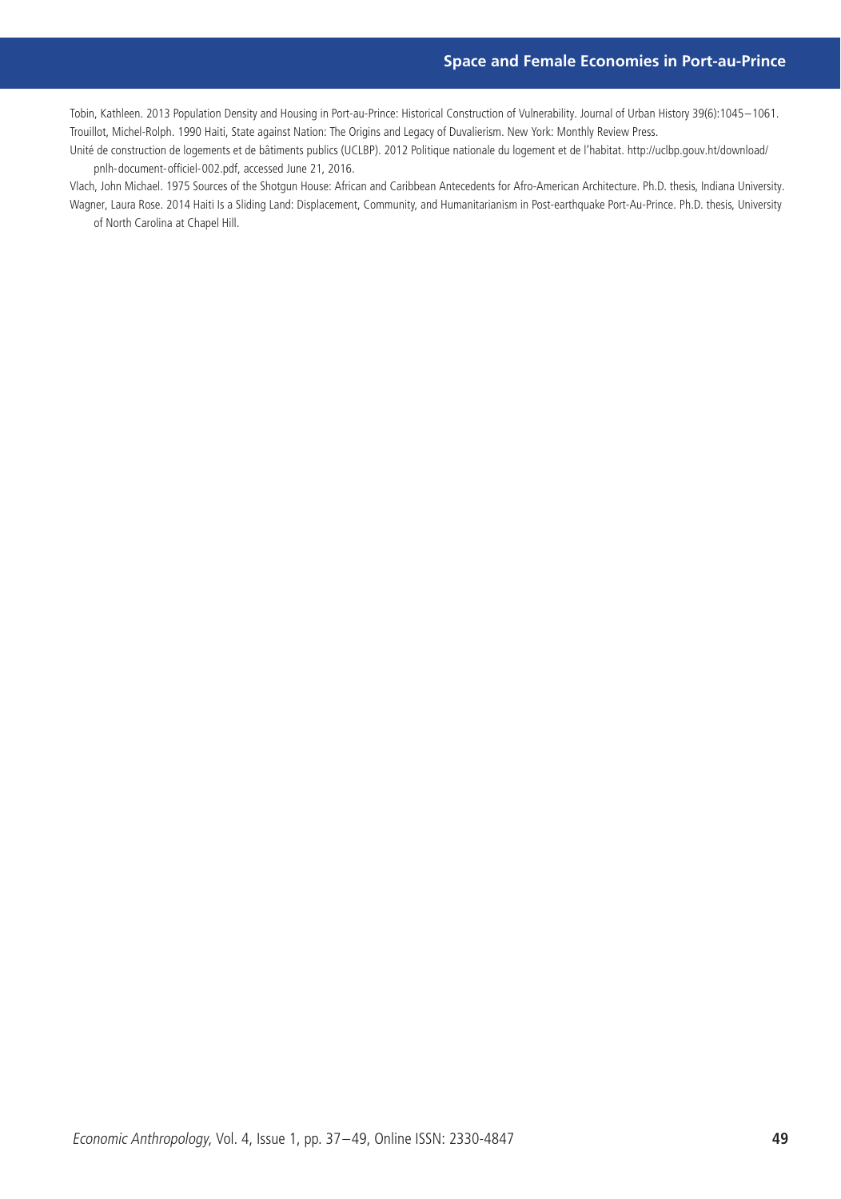Tobin, Kathleen. 2013 Population Density and Housing in Port-au-Prince: Historical Construction of Vulnerability. Journal of Urban History 39(6):1045–1061.

Trouillot, Michel-Rolph. 1990 Haiti, State against Nation: The Origins and Legacy of Duvalierism. New York: Monthly Review Press.

Unité de construction de logements et de bâtiments publics (UCLBP). 2012 Politique nationale du logement et de l'habitat. http://uclbp.gouv.ht/download/pnlh-document-officiel-002.pdf, accessed June 21, 2016.

Vlach, John Michael. 1975 Sources of the Shotgun House: African and Caribbean Antecedents for Afro-American Architecture. Ph.D. thesis, Indiana University.

Wagner, Laura Rose. 2014 Haiti Is a Sliding Land: Displacement, Community, and Humanitarianism in Post-earthquake Port-Au-Prince. Ph.D. thesis, University of North Carolina at Chapel Hill.